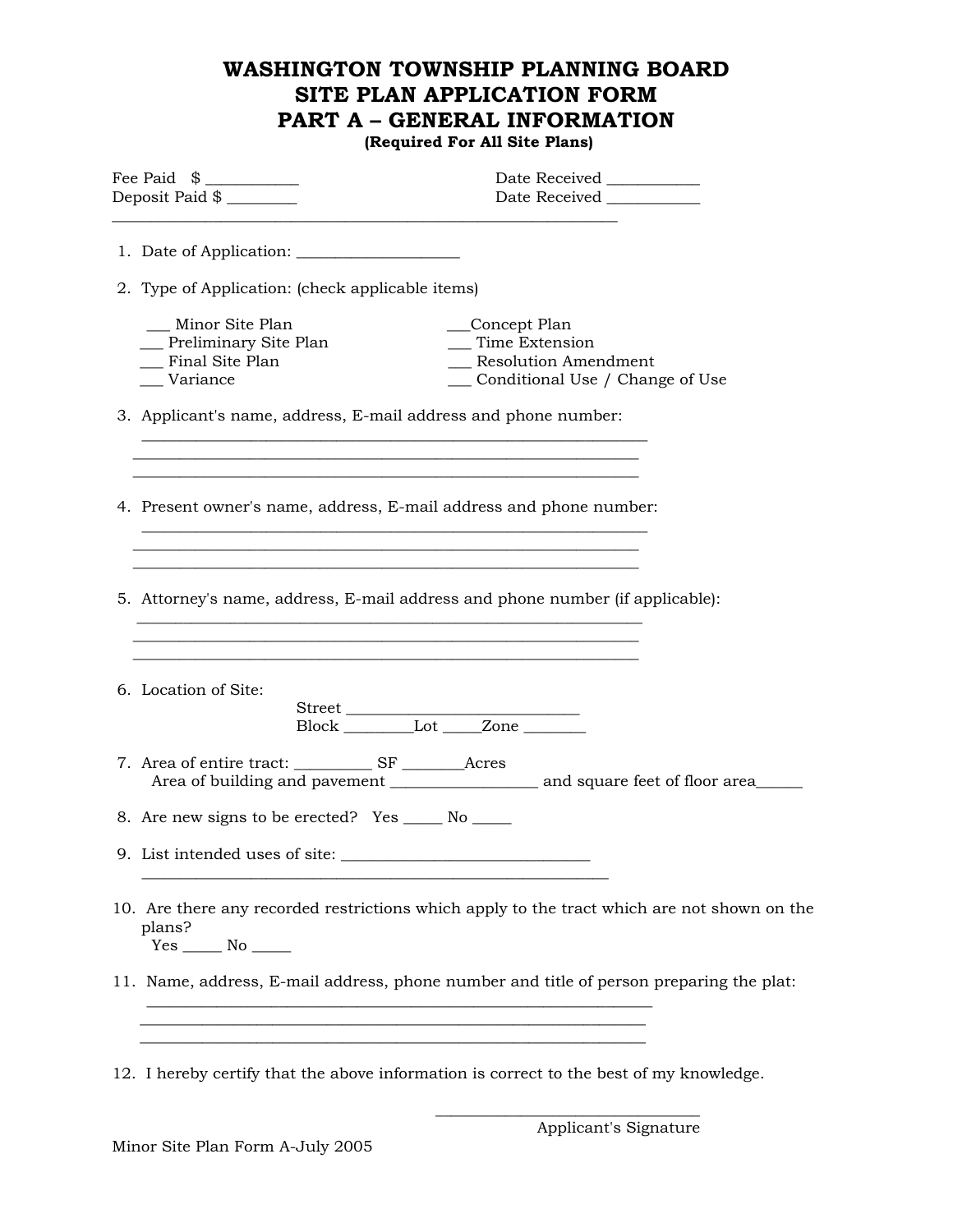# WASHINGTON TOWNSHIP PLANNING BOARD
# SITE PLAN APPLICATION FORM
# PART A – GENERAL INFORMATION

**(Required For All Site Plans)**

Fee Paid $ ___________ Date Received ___________

Deposit Paid $ ________ Date Received ___________

---

1. Date of Application: ____________________

2. Type of Application: (check applicable items)

   ___ Minor Site Plan ___Concept Plan
   ___ Preliminary Site Plan ___ Time Extension
   ___ Final Site Plan ___ Resolution Amendment
   ___ Variance ___ Conditional Use / Change of Use

3. Applicant's name, address, E-mail address and phone number:
   ______________________________________________________________
   ______________________________________________________________
   ______________________________________________________________

4. Present owner's name, address, E-mail address and phone number:
   ______________________________________________________________
   ______________________________________________________________
   ______________________________________________________________

5. Attorney's name, address, E-mail address and phone number (if applicable):
   ______________________________________________________________
   ______________________________________________________________
   ______________________________________________________________

6. Location of Site:
   Street ____________________________
   Block ________Lot _____Zone ________

7. Area of entire tract: __________ SF ________Acres
   Area of building and pavement __________________ and square feet of floor area______

8. Are new signs to be erected? Yes _____ No _____

9. List intended uses of site: ______________________________
   __________________________________________________________

10. Are there any recorded restrictions which apply to the tract which are not shown on the plans?
    Yes _____ No _____

11. Name, address, E-mail address, phone number and title of person preparing the plat:
    ______________________________________________________________
    ______________________________________________________________
    ______________________________________________________________

12. I hereby certify that the above information is correct to the best of my knowledge.

________________________________
Applicant's Signature

Minor Site Plan Form A-July 2005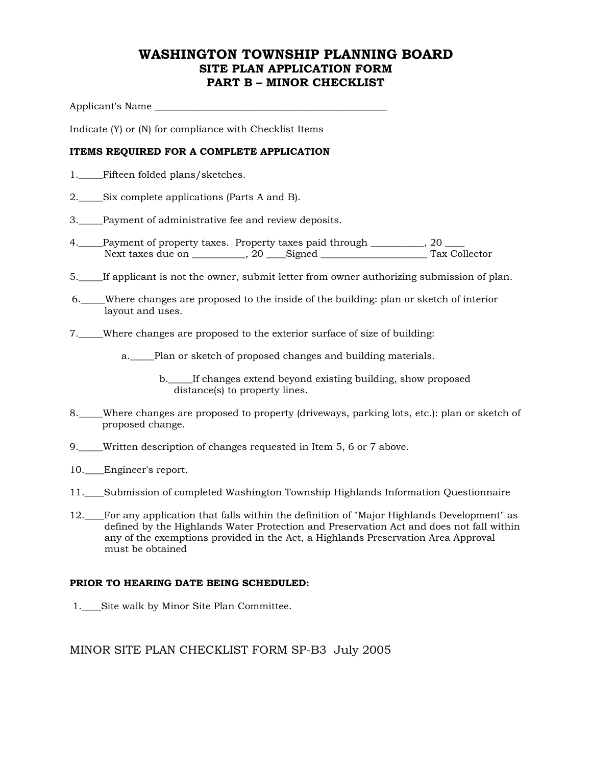# WASHINGTON TOWNSHIP PLANNING BOARD
## SITE PLAN APPLICATION FORM
## PART B – MINOR CHECKLIST

Applicant's Name ________________________________________________

Indicate (Y) or (N) for compliance with Checklist Items

**ITEMS REQUIRED FOR A COMPLETE APPLICATION**

1._____Fifteen folded plans/sketches.

2._____Six complete applications (Parts A and B).

3._____Payment of administrative fee and review deposits.

4._____Payment of property taxes. Property taxes paid through ___________, 20 ____
Next taxes due on ___________, 20 ____Signed ______________________ Tax Collector

5._____If applicant is not the owner, submit letter from owner authorizing submission of plan.

6._____Where changes are proposed to the inside of the building: plan or sketch of interior layout and uses.

7._____Where changes are proposed to the exterior surface of size of building:

a._____Plan or sketch of proposed changes and building materials.

b._____If changes extend beyond existing building, show proposed distance(s) to property lines.

8._____Where changes are proposed to property (driveways, parking lots, etc.): plan or sketch of proposed change.

9._____Written description of changes requested in Item 5, 6 or 7 above.

10.____Engineer's report.

11.____Submission of completed Washington Township Highlands Information Questionnaire

12.____For any application that falls within the definition of "Major Highlands Development" as defined by the Highlands Water Protection and Preservation Act and does not fall within any of the exemptions provided in the Act, a Highlands Preservation Area Approval must be obtained

**PRIOR TO HEARING DATE BEING SCHEDULED:**

1.____Site walk by Minor Site Plan Committee.

MINOR SITE PLAN CHECKLIST FORM SP-B3 July 2005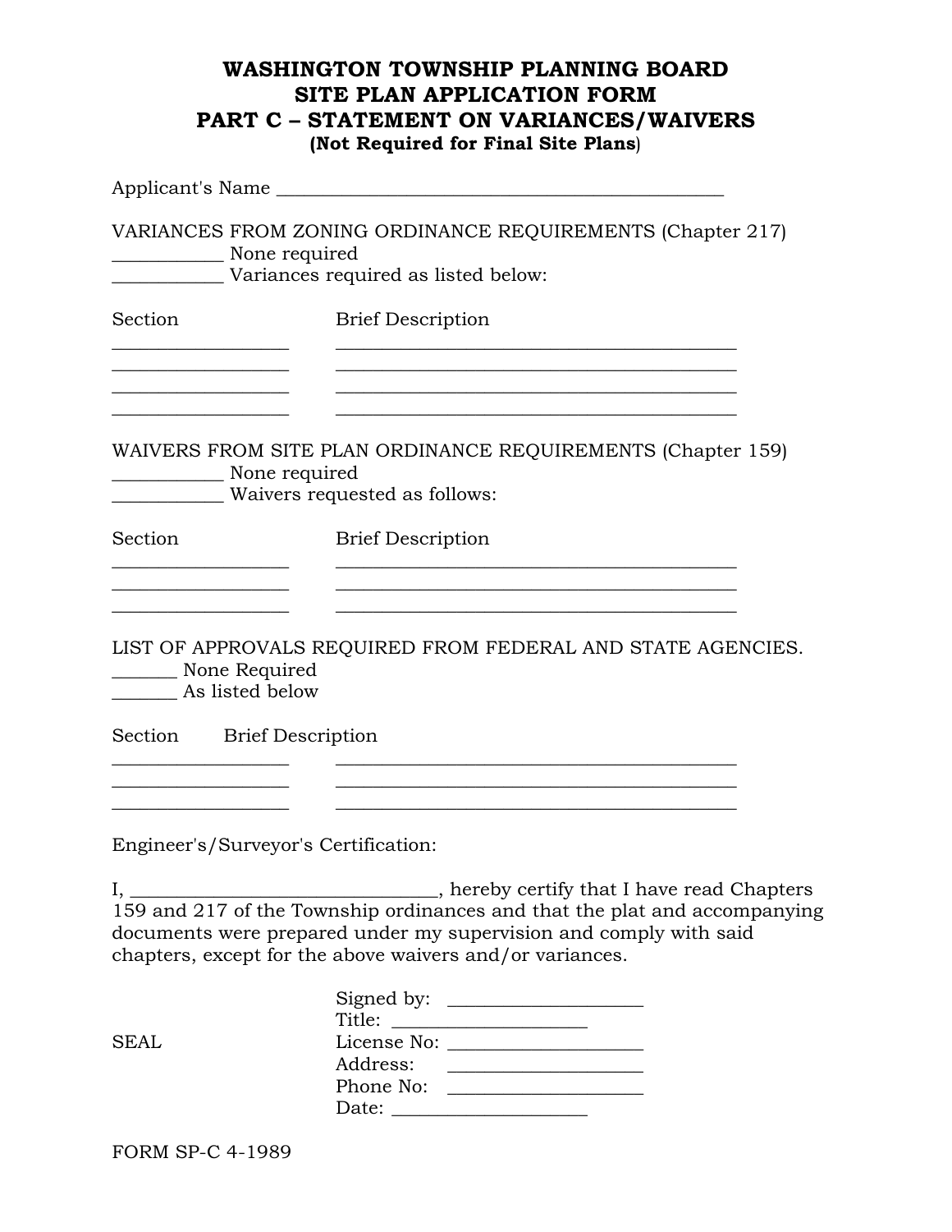# WASHINGTON TOWNSHIP PLANNING BOARD
# SITE PLAN APPLICATION FORM
# PART C – STATEMENT ON VARIANCES/WAIVERS
**(Not Required for Final Site Plans)**

Applicant's Name ______________________________________________

VARIANCES FROM ZONING ORDINANCE REQUIREMENTS (Chapter 217)
___________ None required
___________ Variances required as listed below:

| Section | Brief Description |
|---|---|
| _________________ | __________________________________________ |
| _________________ | __________________________________________ |
| _________________ | __________________________________________ |
| _________________ | __________________________________________ |

WAIVERS FROM SITE PLAN ORDINANCE REQUIREMENTS (Chapter 159)
___________ None required
___________ Waivers requested as follows:

| Section | Brief Description |
|---|---|
| _________________ | __________________________________________ |
| _________________ | __________________________________________ |
| _________________ | __________________________________________ |

LIST OF APPROVALS REQUIRED FROM FEDERAL AND STATE AGENCIES.
_______ None Required
_______ As listed below

| Section | Brief Description |
|---|---|
| _________________ | __________________________________________ |
| _________________ | __________________________________________ |
| _________________ | __________________________________________ |

Engineer's/Surveyor's Certification:

I, ________________________________, hereby certify that I have read Chapters 159 and 217 of the Township ordinances and that the plat and accompanying documents were prepared under my supervision and comply with said chapters, except for the above waivers and/or variances.

SEAL

Signed by: ____________________
Title: ____________________
License No: ____________________
Address: ____________________
Phone No: ____________________
Date: ____________________

FORM SP-C 4-1989